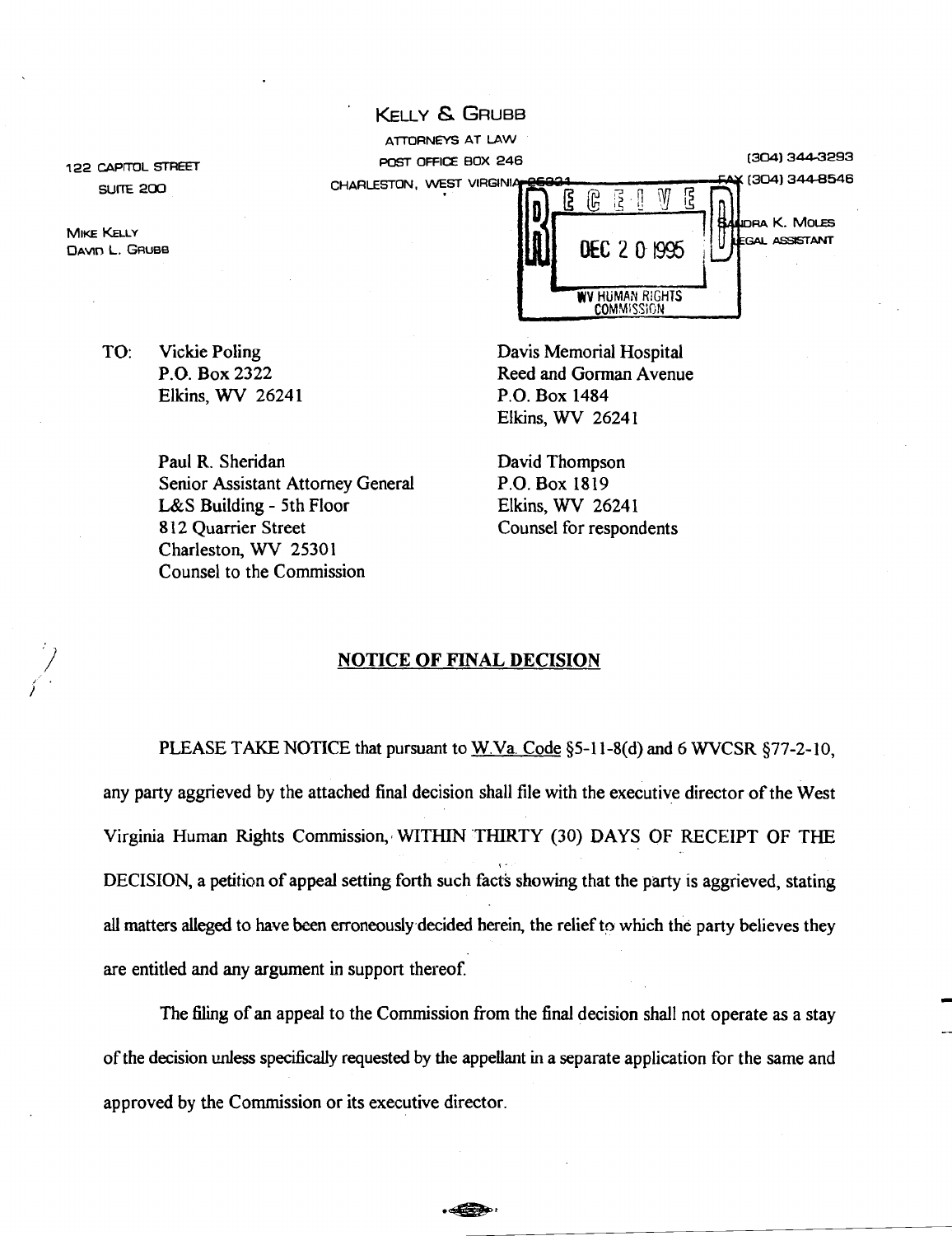# KELLY & GRUBB

ATTORNEYS AT LAW
POST OFFICE BOX 246
CHARLESTON, WEST VIRGINIA 25321

122 CAPITOL STREET
SUITE 200

(304) 344-3293
FAX (304) 344-8546

MIKE KELLY
DAVID L. GRUBB

SANDRA K. MOLES
LEGAL ASSISTANT

RECEIVED
DEC 20 1995
WV HUMAN RIGHTS COMMISSION

TO: Vickie Poling
P.O. Box 2322
Elkins, WV 26241

Davis Memorial Hospital
Reed and Gorman Avenue
P.O. Box 1484
Elkins, WV 26241

Paul R. Sheridan
Senior Assistant Attorney General
L&S Building - 5th Floor
812 Quarrier Street
Charleston, WV 25301
Counsel to the Commission

David Thompson
P.O. Box 1819
Elkins, WV 26241
Counsel for respondents

## NOTICE OF FINAL DECISION

PLEASE TAKE NOTICE that pursuant to W.Va. Code §5-11-8(d) and 6 WVCSR §77-2-10, any party aggrieved by the attached final decision shall file with the executive director of the West Virginia Human Rights Commission, WITHIN THIRTY (30) DAYS OF RECEIPT OF THE DECISION, a petition of appeal setting forth such facts showing that the party is aggrieved, stating all matters alleged to have been erroneously decided herein, the relief to which the party believes they are entitled and any argument in support thereof.

The filing of an appeal to the Commission from the final decision shall not operate as a stay of the decision unless specifically requested by the appellant in a separate application for the same and approved by the Commission or its executive director.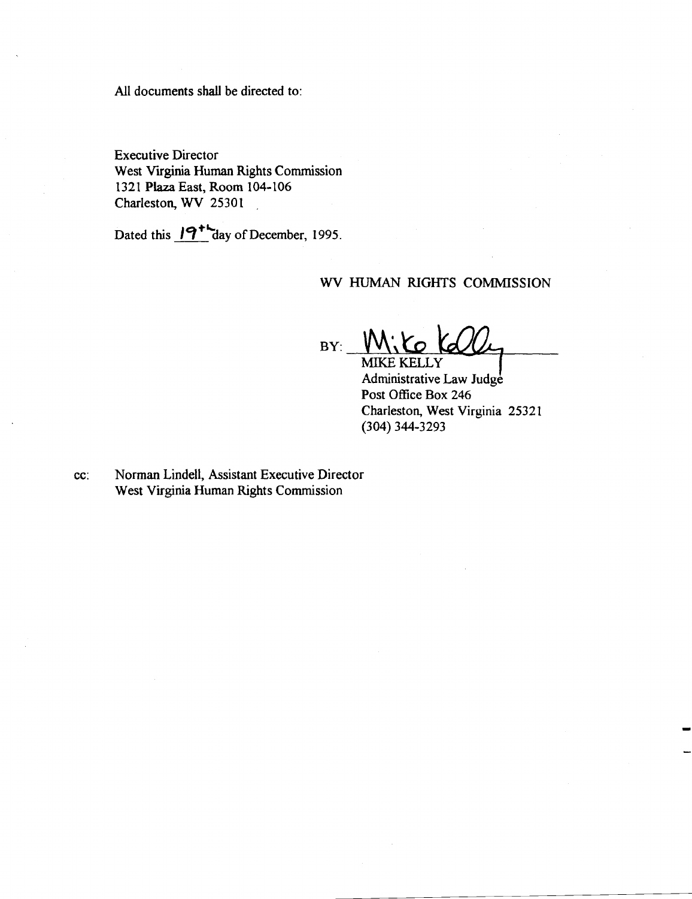All documents shall be directed to:

Executive Director
West Virginia Human Rights Commission
1321 Plaza East, Room 104-106
Charleston, WV 25301

Dated this 19th day of December, 1995.

WV HUMAN RIGHTS COMMISSION

BY: Mike Kelly

MIKE KELLY
Administrative Law Judge
Post Office Box 246
Charleston, West Virginia 25321
(304) 344-3293

cc: Norman Lindell, Assistant Executive Director
West Virginia Human Rights Commission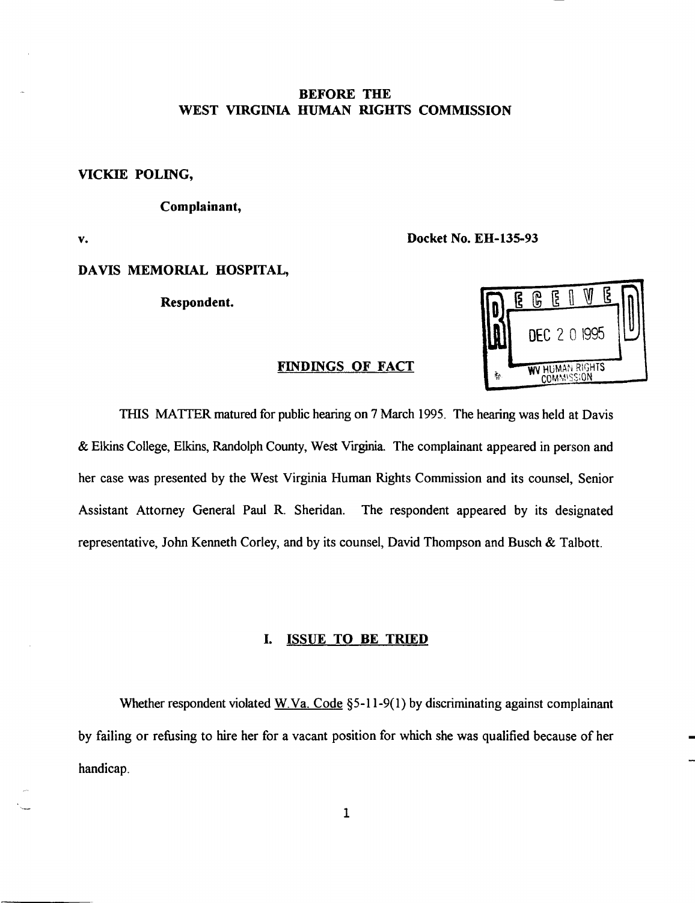**BEFORE THE**
**WEST VIRGINIA HUMAN RIGHTS COMMISSION**

**VICKIE POLING,**

**Complainant,**

**v.** **Docket No. EH-135-93**

**DAVIS MEMORIAL HOSPITAL,**

**Respondent.**

RECEIVED
DEC 20 1995
WV HUMAN RIGHTS COMMISSION

## FINDINGS OF FACT

THIS MATTER matured for public hearing on 7 March 1995. The hearing was held at Davis & Elkins College, Elkins, Randolph County, West Virginia. The complainant appeared in person and her case was presented by the West Virginia Human Rights Commission and its counsel, Senior Assistant Attorney General Paul R. Sheridan. The respondent appeared by its designated representative, John Kenneth Corley, and by its counsel, David Thompson and Busch & Talbott.

## I. ISSUE TO BE TRIED

Whether respondent violated W.Va. Code §5-11-9(1) by discriminating against complainant by failing or refusing to hire her for a vacant position for which she was qualified because of her handicap.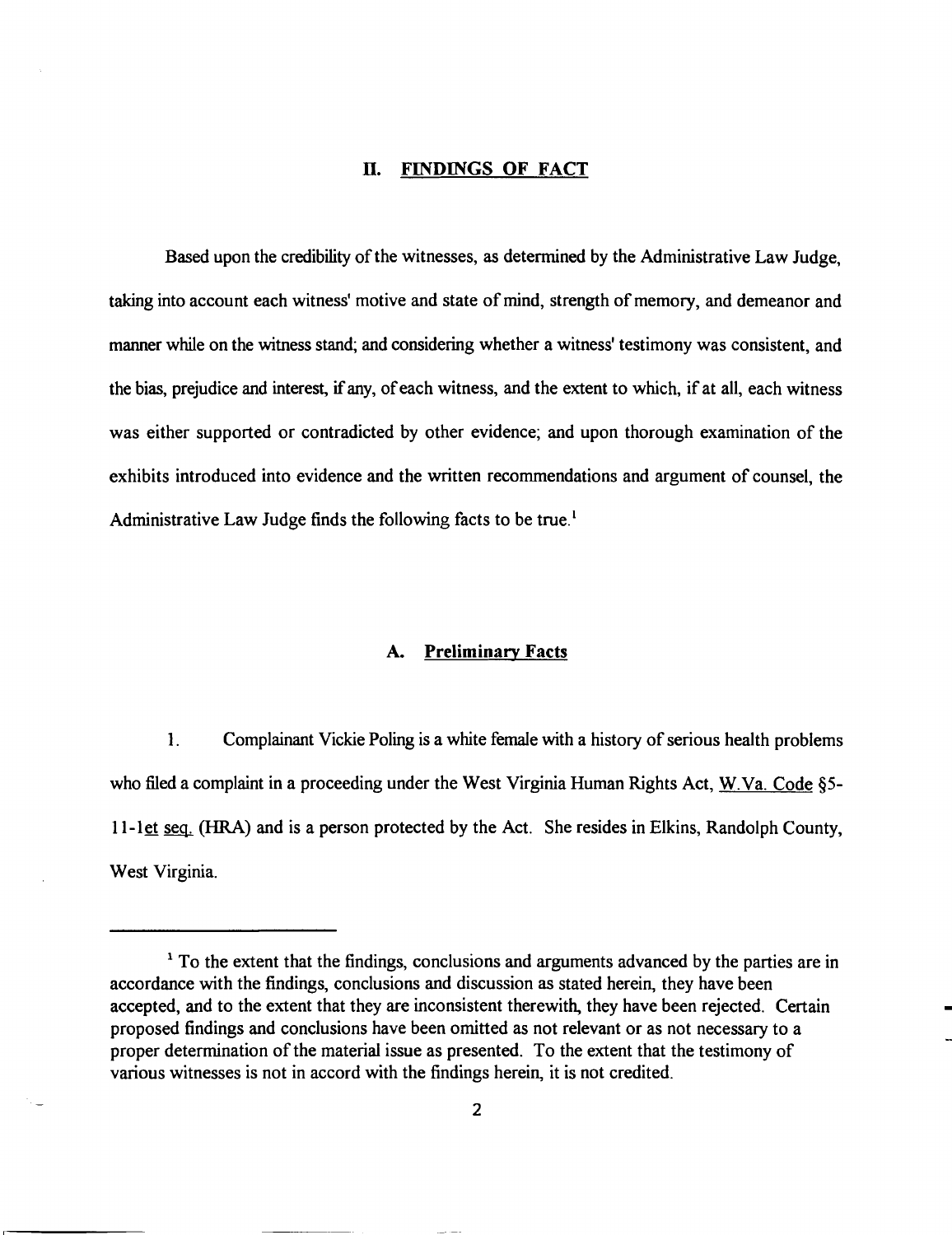## II. FINDINGS OF FACT

Based upon the credibility of the witnesses, as determined by the Administrative Law Judge, taking into account each witness' motive and state of mind, strength of memory, and demeanor and manner while on the witness stand; and considering whether a witness' testimony was consistent, and the bias, prejudice and interest, if any, of each witness, and the extent to which, if at all, each witness was either supported or contradicted by other evidence; and upon thorough examination of the exhibits introduced into evidence and the written recommendations and argument of counsel, the Administrative Law Judge finds the following facts to be true.[1]

### A. Preliminary Facts

1. Complainant Vickie Poling is a white female with a history of serious health problems who filed a complaint in a proceeding under the West Virginia Human Rights Act, W.Va. Code §5-11-1et seq. (HRA) and is a person protected by the Act. She resides in Elkins, Randolph County, West Virginia.

---

[1] To the extent that the findings, conclusions and arguments advanced by the parties are in accordance with the findings, conclusions and discussion as stated herein, they have been accepted, and to the extent that they are inconsistent therewith, they have been rejected. Certain proposed findings and conclusions have been omitted as not relevant or as not necessary to a proper determination of the material issue as presented. To the extent that the testimony of various witnesses is not in accord with the findings herein, it is not credited.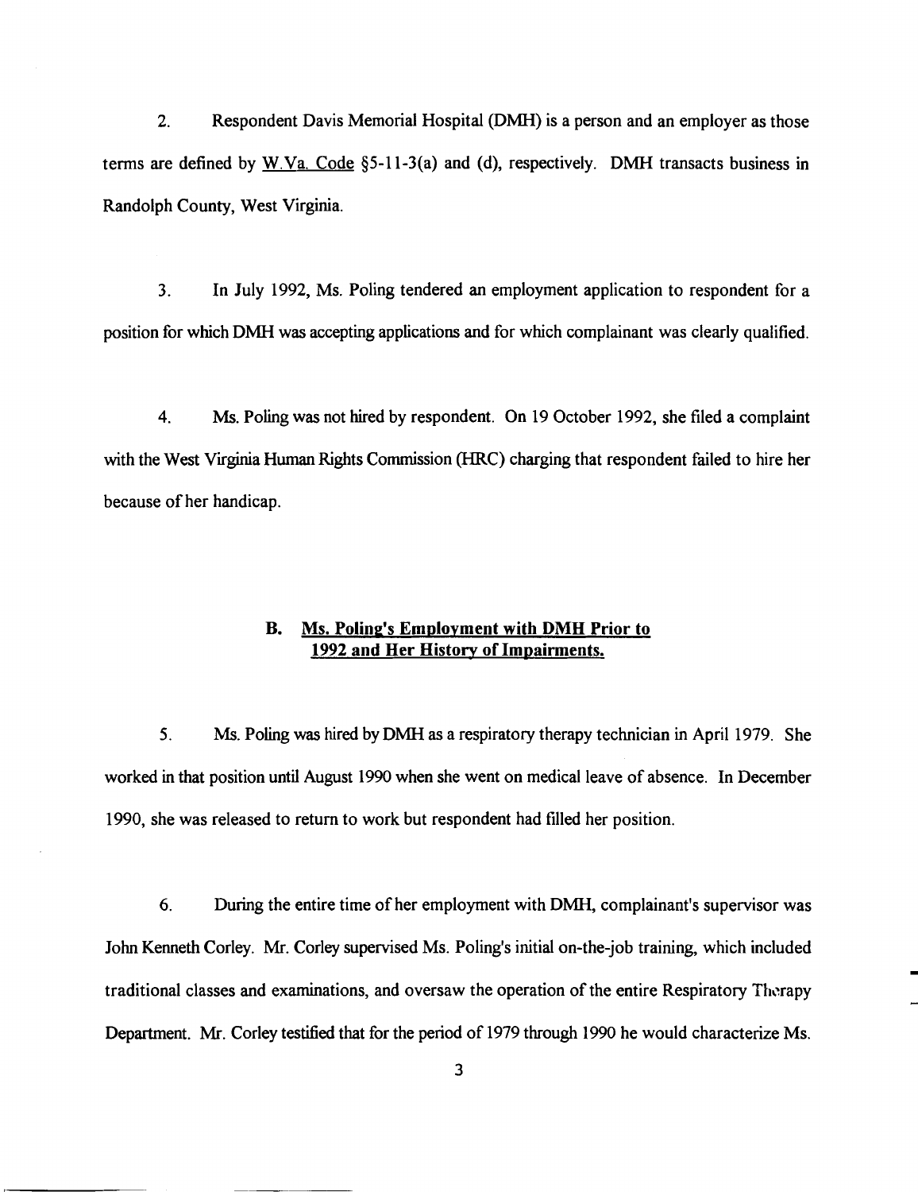2. Respondent Davis Memorial Hospital (DMH) is a person and an employer as those terms are defined by W.Va. Code §5-11-3(a) and (d), respectively. DMH transacts business in Randolph County, West Virginia.

3. In July 1992, Ms. Poling tendered an employment application to respondent for a position for which DMH was accepting applications and for which complainant was clearly qualified.

4. Ms. Poling was not hired by respondent. On 19 October 1992, she filed a complaint with the West Virginia Human Rights Commission (HRC) charging that respondent failed to hire her because of her handicap.

### B. Ms. Poling's Employment with DMH Prior to 1992 and Her History of Impairments.

5. Ms. Poling was hired by DMH as a respiratory therapy technician in April 1979. She worked in that position until August 1990 when she went on medical leave of absence. In December 1990, she was released to return to work but respondent had filled her position.

6. During the entire time of her employment with DMH, complainant's supervisor was John Kenneth Corley. Mr. Corley supervised Ms. Poling's initial on-the-job training, which included traditional classes and examinations, and oversaw the operation of the entire Respiratory Therapy Department. Mr. Corley testified that for the period of 1979 through 1990 he would characterize Ms.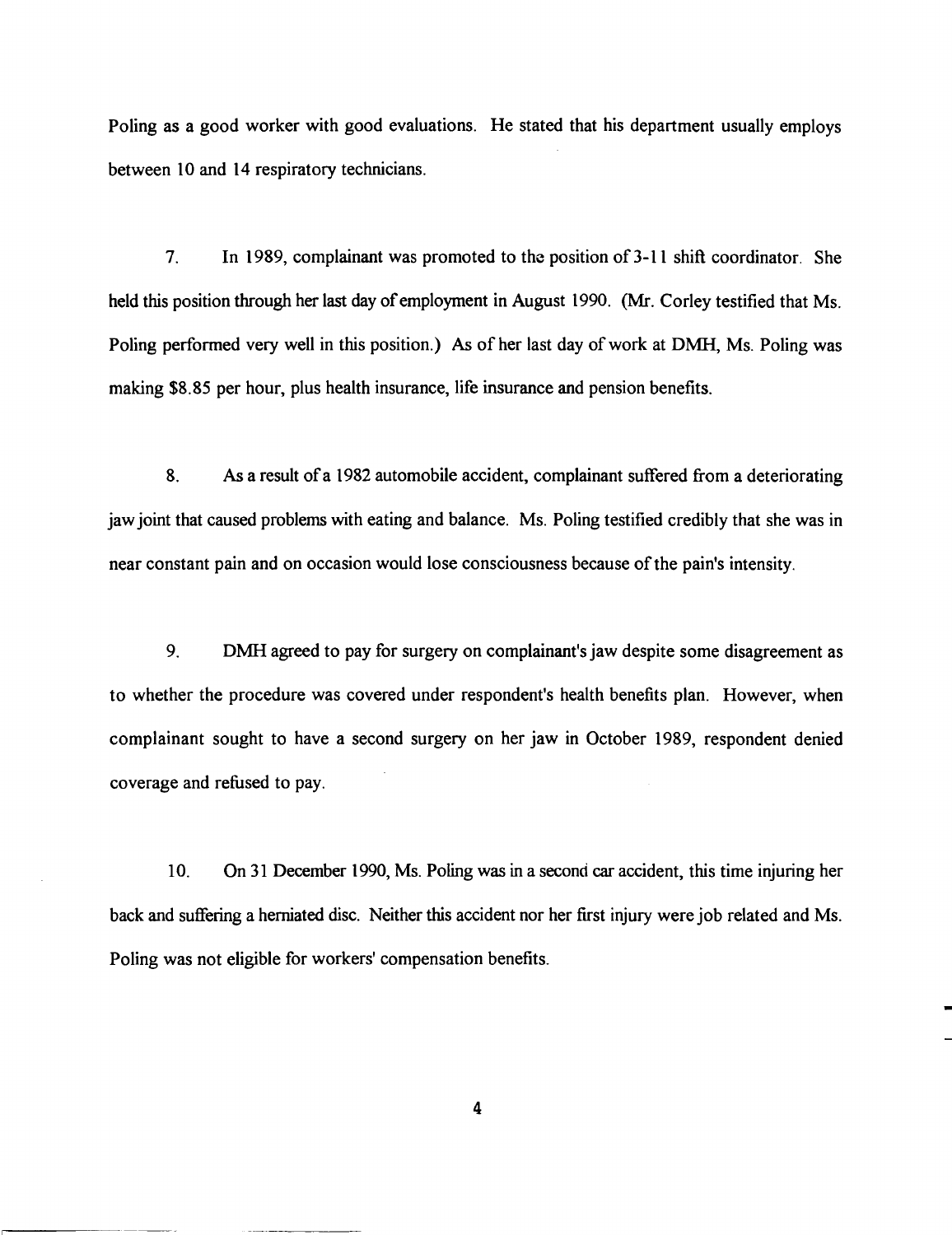Poling as a good worker with good evaluations. He stated that his department usually employs between 10 and 14 respiratory technicians.

7. In 1989, complainant was promoted to the position of 3-11 shift coordinator. She held this position through her last day of employment in August 1990. (Mr. Corley testified that Ms. Poling performed very well in this position.) As of her last day of work at DMH, Ms. Poling was making $8.85 per hour, plus health insurance, life insurance and pension benefits.

8. As a result of a 1982 automobile accident, complainant suffered from a deteriorating jaw joint that caused problems with eating and balance. Ms. Poling testified credibly that she was in near constant pain and on occasion would lose consciousness because of the pain's intensity.

9. DMH agreed to pay for surgery on complainant's jaw despite some disagreement as to whether the procedure was covered under respondent's health benefits plan. However, when complainant sought to have a second surgery on her jaw in October 1989, respondent denied coverage and refused to pay.

10. On 31 December 1990, Ms. Poling was in a second car accident, this time injuring her back and suffering a herniated disc. Neither this accident nor her first injury were job related and Ms. Poling was not eligible for workers' compensation benefits.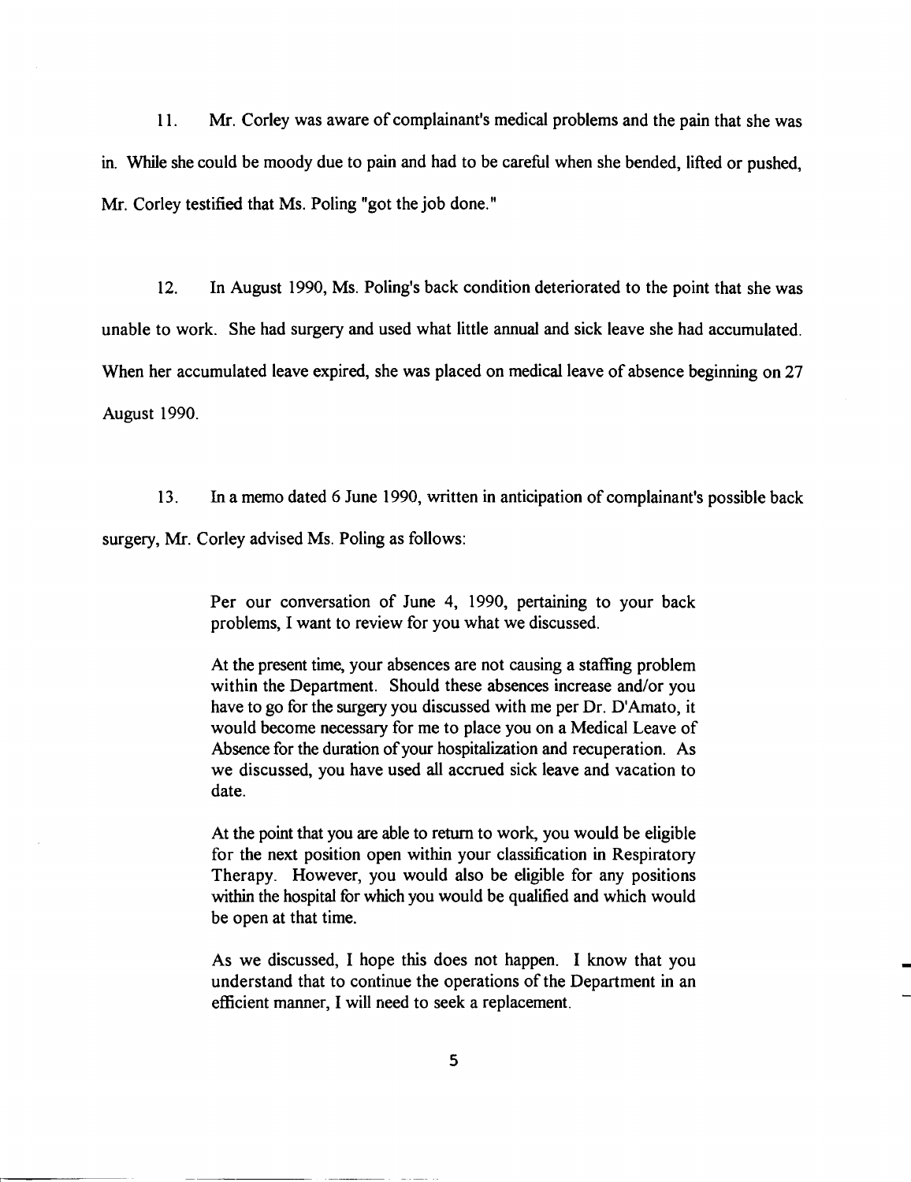11. Mr. Corley was aware of complainant's medical problems and the pain that she was in. While she could be moody due to pain and had to be careful when she bended, lifted or pushed, Mr. Corley testified that Ms. Poling "got the job done."

12. In August 1990, Ms. Poling's back condition deteriorated to the point that she was unable to work. She had surgery and used what little annual and sick leave she had accumulated. When her accumulated leave expired, she was placed on medical leave of absence beginning on 27 August 1990.

13. In a memo dated 6 June 1990, written in anticipation of complainant's possible back surgery, Mr. Corley advised Ms. Poling as follows:

> Per our conversation of June 4, 1990, pertaining to your back problems, I want to review for you what we discussed.
>
> At the present time, your absences are not causing a staffing problem within the Department. Should these absences increase and/or you have to go for the surgery you discussed with me per Dr. D'Amato, it would become necessary for me to place you on a Medical Leave of Absence for the duration of your hospitalization and recuperation. As we discussed, you have used all accrued sick leave and vacation to date.
>
> At the point that you are able to return to work, you would be eligible for the next position open within your classification in Respiratory Therapy. However, you would also be eligible for any positions within the hospital for which you would be qualified and which would be open at that time.
>
> As we discussed, I hope this does not happen. I know that you understand that to continue the operations of the Department in an efficient manner, I will need to seek a replacement.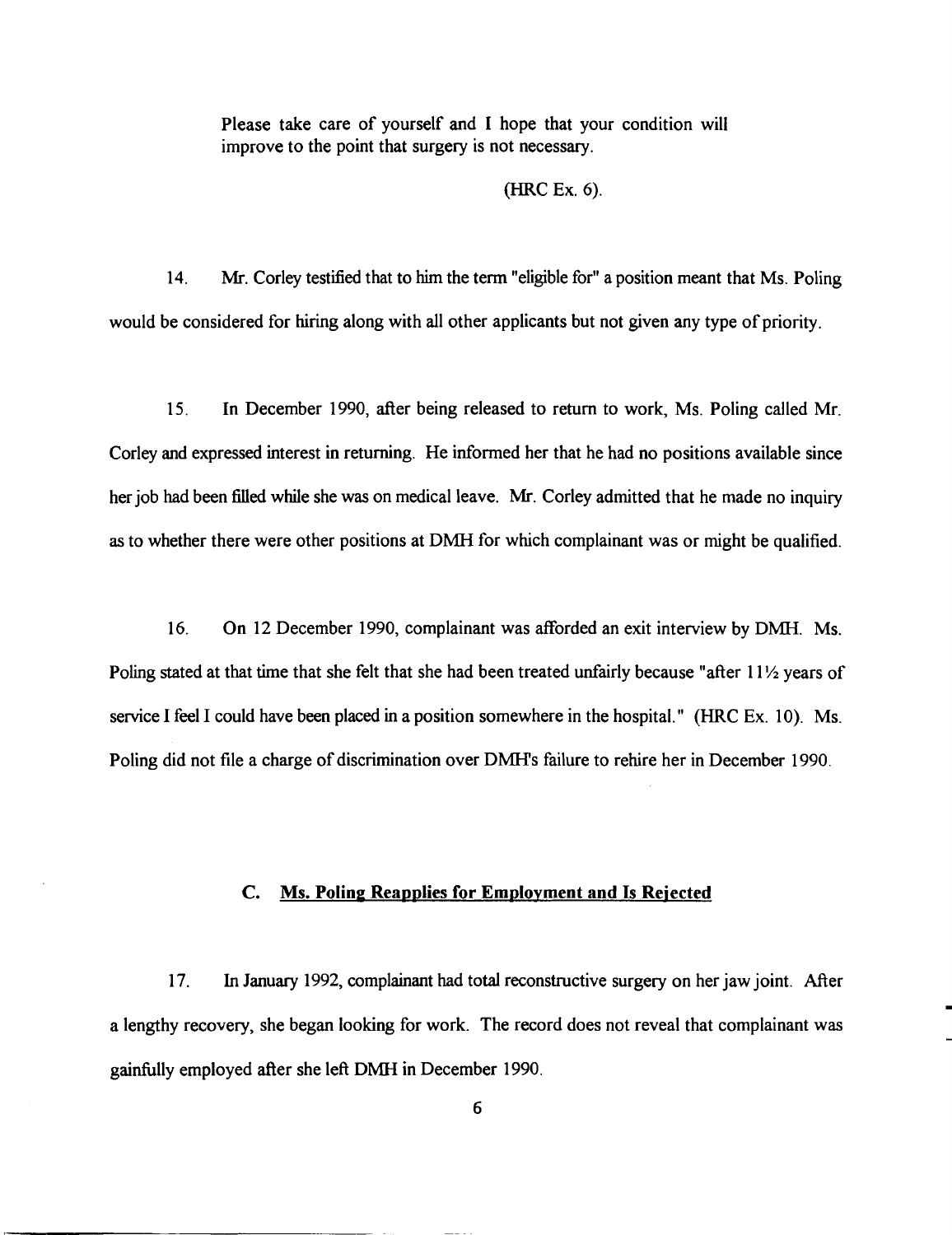Please take care of yourself and I hope that your condition will improve to the point that surgery is not necessary.

(HRC Ex. 6).

14. Mr. Corley testified that to him the term "eligible for" a position meant that Ms. Poling would be considered for hiring along with all other applicants but not given any type of priority.

15. In December 1990, after being released to return to work, Ms. Poling called Mr. Corley and expressed interest in returning. He informed her that he had no positions available since her job had been filled while she was on medical leave. Mr. Corley admitted that he made no inquiry as to whether there were other positions at DMH for which complainant was or might be qualified.

16. On 12 December 1990, complainant was afforded an exit interview by DMH. Ms. Poling stated at that time that she felt that she had been treated unfairly because "after 11½ years of service I feel I could have been placed in a position somewhere in the hospital." (HRC Ex. 10). Ms. Poling did not file a charge of discrimination over DMH's failure to rehire her in December 1990.

### C. Ms. Poling Reapplies for Employment and Is Rejected

17. In January 1992, complainant had total reconstructive surgery on her jaw joint. After a lengthy recovery, she began looking for work. The record does not reveal that complainant was gainfully employed after she left DMH in December 1990.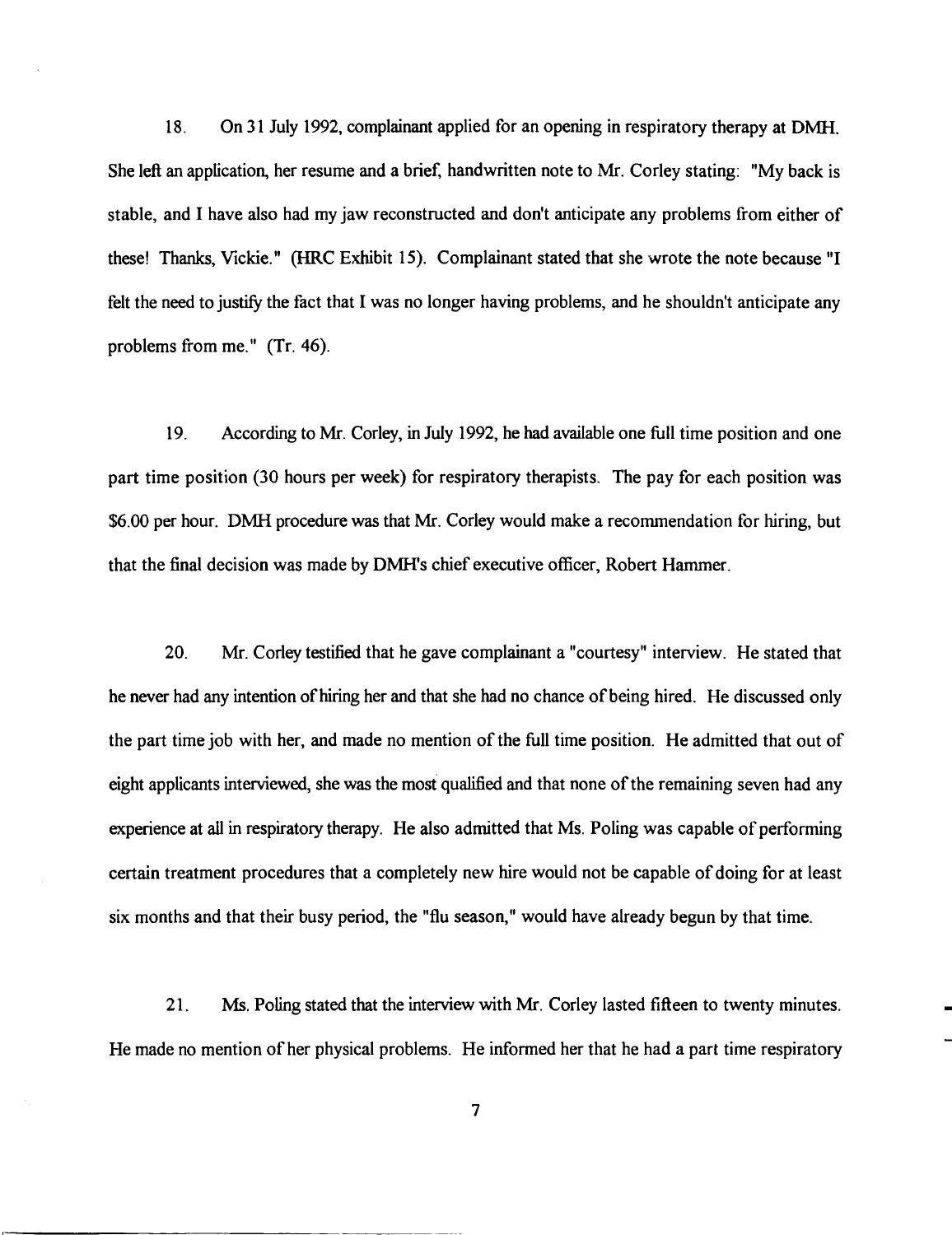18. On 31 July 1992, complainant applied for an opening in respiratory therapy at DMH. She left an application, her resume and a brief, handwritten note to Mr. Corley stating: "My back is stable, and I have also had my jaw reconstructed and don't anticipate any problems from either of these! Thanks, Vickie." (HRC Exhibit 15). Complainant stated that she wrote the note because "I felt the need to justify the fact that I was no longer having problems, and he shouldn't anticipate any problems from me." (Tr. 46).

19. According to Mr. Corley, in July 1992, he had available one full time position and one part time position (30 hours per week) for respiratory therapists. The pay for each position was $6.00 per hour. DMH procedure was that Mr. Corley would make a recommendation for hiring, but that the final decision was made by DMH's chief executive officer, Robert Hammer.

20. Mr. Corley testified that he gave complainant a "courtesy" interview. He stated that he never had any intention of hiring her and that she had no chance of being hired. He discussed only the part time job with her, and made no mention of the full time position. He admitted that out of eight applicants interviewed, she was the most qualified and that none of the remaining seven had any experience at all in respiratory therapy. He also admitted that Ms. Poling was capable of performing certain treatment procedures that a completely new hire would not be capable of doing for at least six months and that their busy period, the "flu season," would have already begun by that time.

21. Ms. Poling stated that the interview with Mr. Corley lasted fifteen to twenty minutes. He made no mention of her physical problems. He informed her that he had a part time respiratory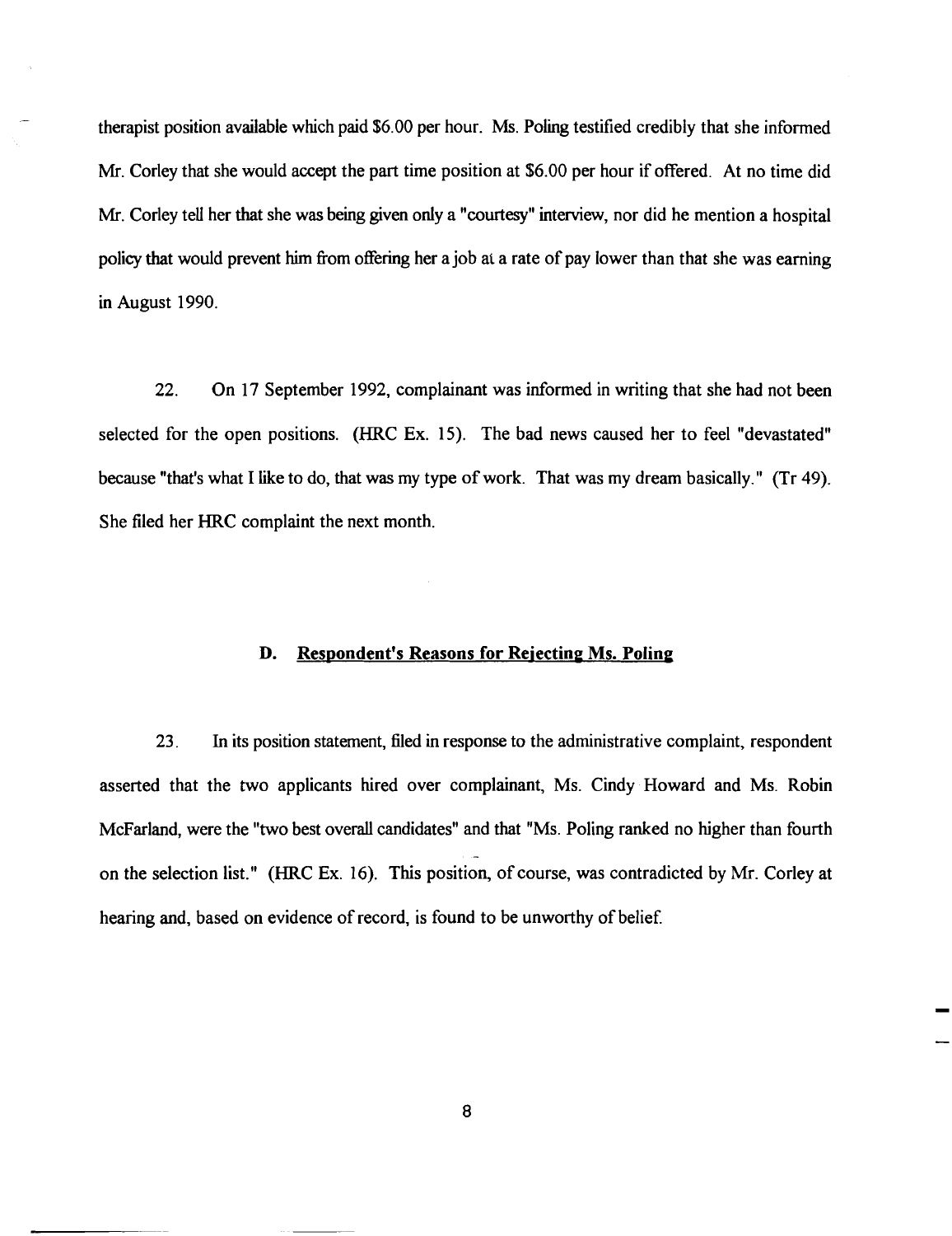therapist position available which paid $6.00 per hour. Ms. Poling testified credibly that she informed Mr. Corley that she would accept the part time position at $6.00 per hour if offered. At no time did Mr. Corley tell her that she was being given only a "courtesy" interview, nor did he mention a hospital policy that would prevent him from offering her a job at a rate of pay lower than that she was earning in August 1990.

22. On 17 September 1992, complainant was informed in writing that she had not been selected for the open positions. (HRC Ex. 15). The bad news caused her to feel "devastated" because "that's what I like to do, that was my type of work. That was my dream basically." (Tr 49). She filed her HRC complaint the next month.

### D. Respondent's Reasons for Rejecting Ms. Poling

23. In its position statement, filed in response to the administrative complaint, respondent asserted that the two applicants hired over complainant, Ms. Cindy Howard and Ms. Robin McFarland, were the "two best overall candidates" and that "Ms. Poling ranked no higher than fourth on the selection list." (HRC Ex. 16). This position, of course, was contradicted by Mr. Corley at hearing and, based on evidence of record, is found to be unworthy of belief.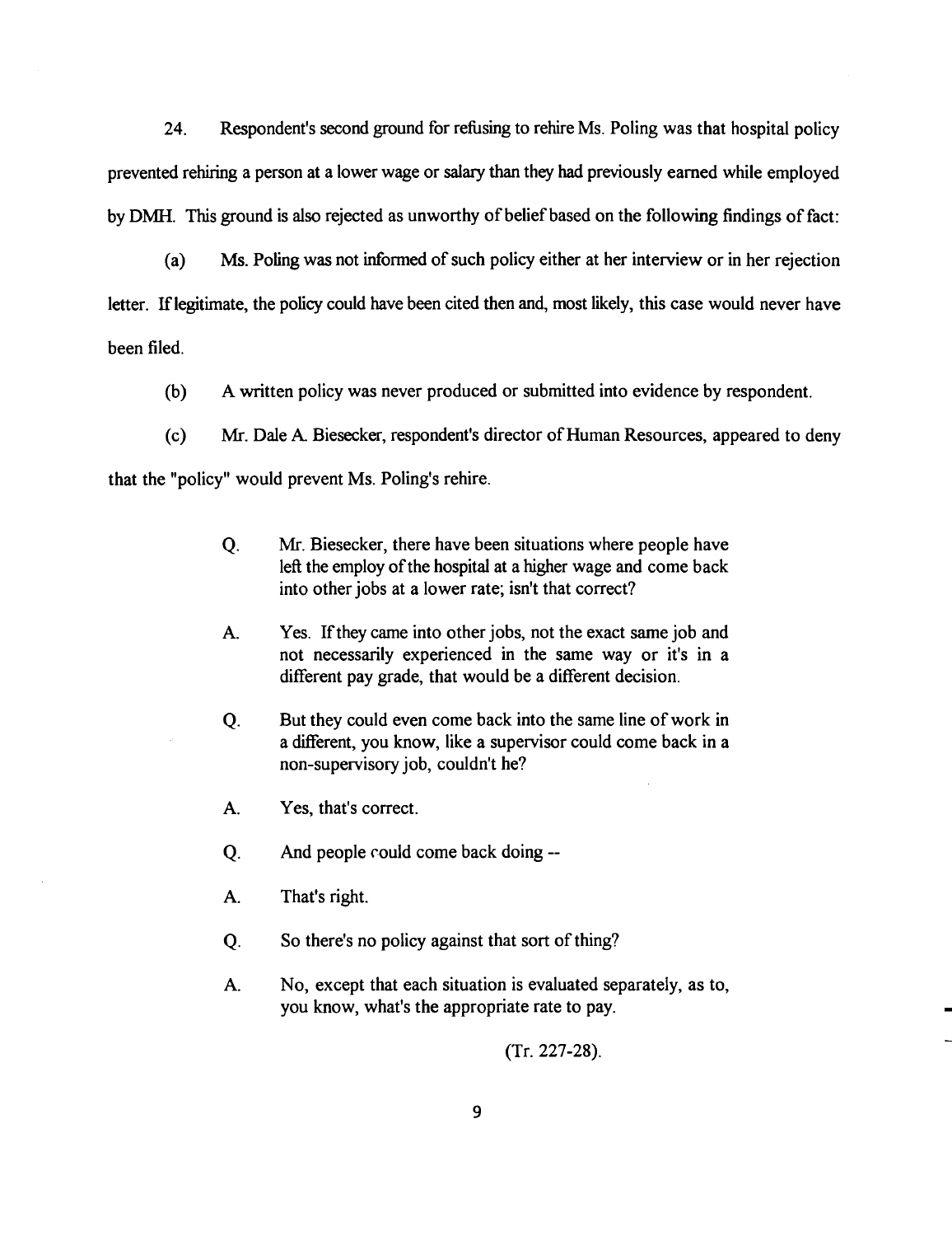24. Respondent's second ground for refusing to rehire Ms. Poling was that hospital policy prevented rehiring a person at a lower wage or salary than they had previously earned while employed by DMH. This ground is also rejected as unworthy of belief based on the following findings of fact:

(a) Ms. Poling was not informed of such policy either at her interview or in her rejection letter. If legitimate, the policy could have been cited then and, most likely, this case would never have been filed.

(b) A written policy was never produced or submitted into evidence by respondent.

(c) Mr. Dale A. Biesecker, respondent's director of Human Resources, appeared to deny that the "policy" would prevent Ms. Poling's rehire.

> Q. Mr. Biesecker, there have been situations where people have left the employ of the hospital at a higher wage and come back into other jobs at a lower rate; isn't that correct?
>
> A. Yes. If they came into other jobs, not the exact same job and not necessarily experienced in the same way or it's in a different pay grade, that would be a different decision.
>
> Q. But they could even come back into the same line of work in a different, you know, like a supervisor could come back in a non-supervisory job, couldn't he?
>
> A. Yes, that's correct.
>
> Q. And people could come back doing --
>
> A. That's right.
>
> Q. So there's no policy against that sort of thing?
>
> A. No, except that each situation is evaluated separately, as to, you know, what's the appropriate rate to pay.
>
> (Tr. 227-28).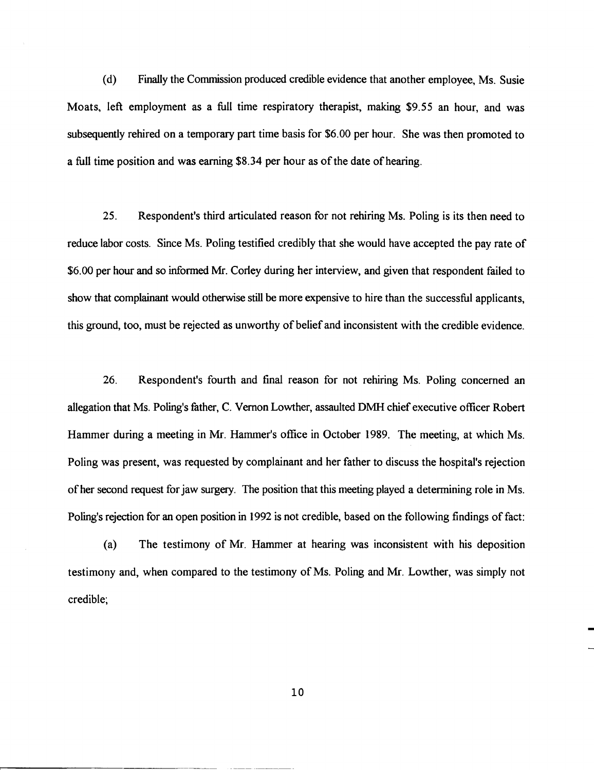(d) Finally the Commission produced credible evidence that another employee, Ms. Susie Moats, left employment as a full time respiratory therapist, making $9.55 an hour, and was subsequently rehired on a temporary part time basis for $6.00 per hour. She was then promoted to a full time position and was earning $8.34 per hour as of the date of hearing.

25. Respondent's third articulated reason for not rehiring Ms. Poling is its then need to reduce labor costs. Since Ms. Poling testified credibly that she would have accepted the pay rate of $6.00 per hour and so informed Mr. Corley during her interview, and given that respondent failed to show that complainant would otherwise still be more expensive to hire than the successful applicants, this ground, too, must be rejected as unworthy of belief and inconsistent with the credible evidence.

26. Respondent's fourth and final reason for not rehiring Ms. Poling concerned an allegation that Ms. Poling's father, C. Vernon Lowther, assaulted DMH chief executive officer Robert Hammer during a meeting in Mr. Hammer's office in October 1989. The meeting, at which Ms. Poling was present, was requested by complainant and her father to discuss the hospital's rejection of her second request for jaw surgery. The position that this meeting played a determining role in Ms. Poling's rejection for an open position in 1992 is not credible, based on the following findings of fact:

(a) The testimony of Mr. Hammer at hearing was inconsistent with his deposition testimony and, when compared to the testimony of Ms. Poling and Mr. Lowther, was simply not credible;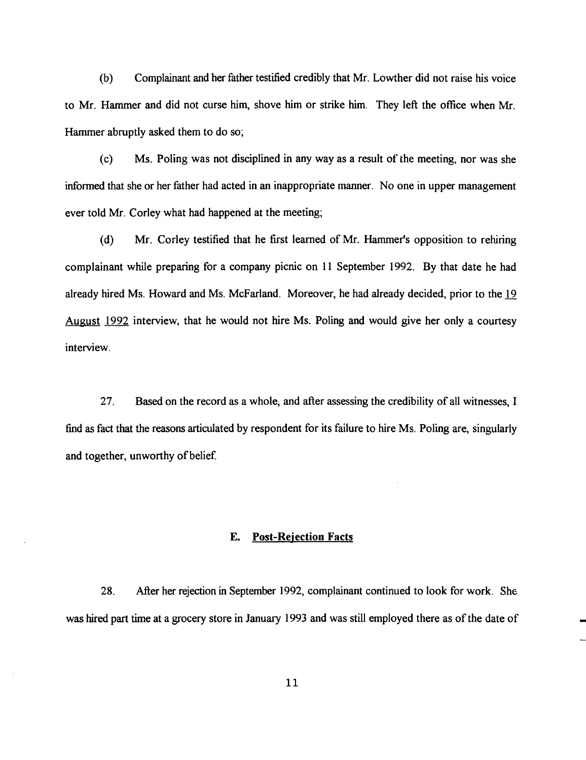(b) Complainant and her father testified credibly that Mr. Lowther did not raise his voice to Mr. Hammer and did not curse him, shove him or strike him. They left the office when Mr. Hammer abruptly asked them to do so;

(c) Ms. Poling was not disciplined in any way as a result of the meeting, nor was she informed that she or her father had acted in an inappropriate manner. No one in upper management ever told Mr. Corley what had happened at the meeting;

(d) Mr. Corley testified that he first learned of Mr. Hammer's opposition to rehiring complainant while preparing for a company picnic on 11 September 1992. By that date he had already hired Ms. Howard and Ms. McFarland. Moreover, he had already decided, prior to the 19 August 1992 interview, that he would not hire Ms. Poling and would give her only a courtesy interview.

27. Based on the record as a whole, and after assessing the credibility of all witnesses, I find as fact that the reasons articulated by respondent for its failure to hire Ms. Poling are, singularly and together, unworthy of belief.

### E. Post-Rejection Facts

28. After her rejection in September 1992, complainant continued to look for work. She was hired part time at a grocery store in January 1993 and was still employed there as of the date of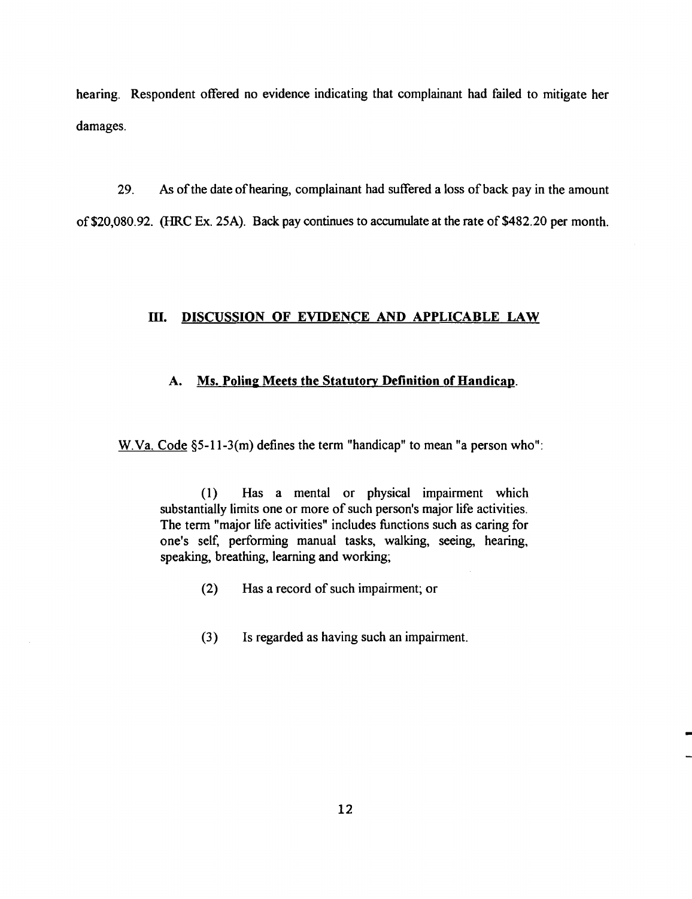hearing. Respondent offered no evidence indicating that complainant had failed to mitigate her damages.

29. As of the date of hearing, complainant had suffered a loss of back pay in the amount of $20,080.92. (HRC Ex. 25A). Back pay continues to accumulate at the rate of $482.20 per month.

## III. DISCUSSION OF EVIDENCE AND APPLICABLE LAW

### A. Ms. Poling Meets the Statutory Definition of Handicap.

W.Va. Code §5-11-3(m) defines the term "handicap" to mean "a person who":

> (1) Has a mental or physical impairment which substantially limits one or more of such person's major life activities. The term "major life activities" includes functions such as caring for one's self, performing manual tasks, walking, seeing, hearing, speaking, breathing, learning and working;
>
> (2) Has a record of such impairment; or
>
> (3) Is regarded as having such an impairment.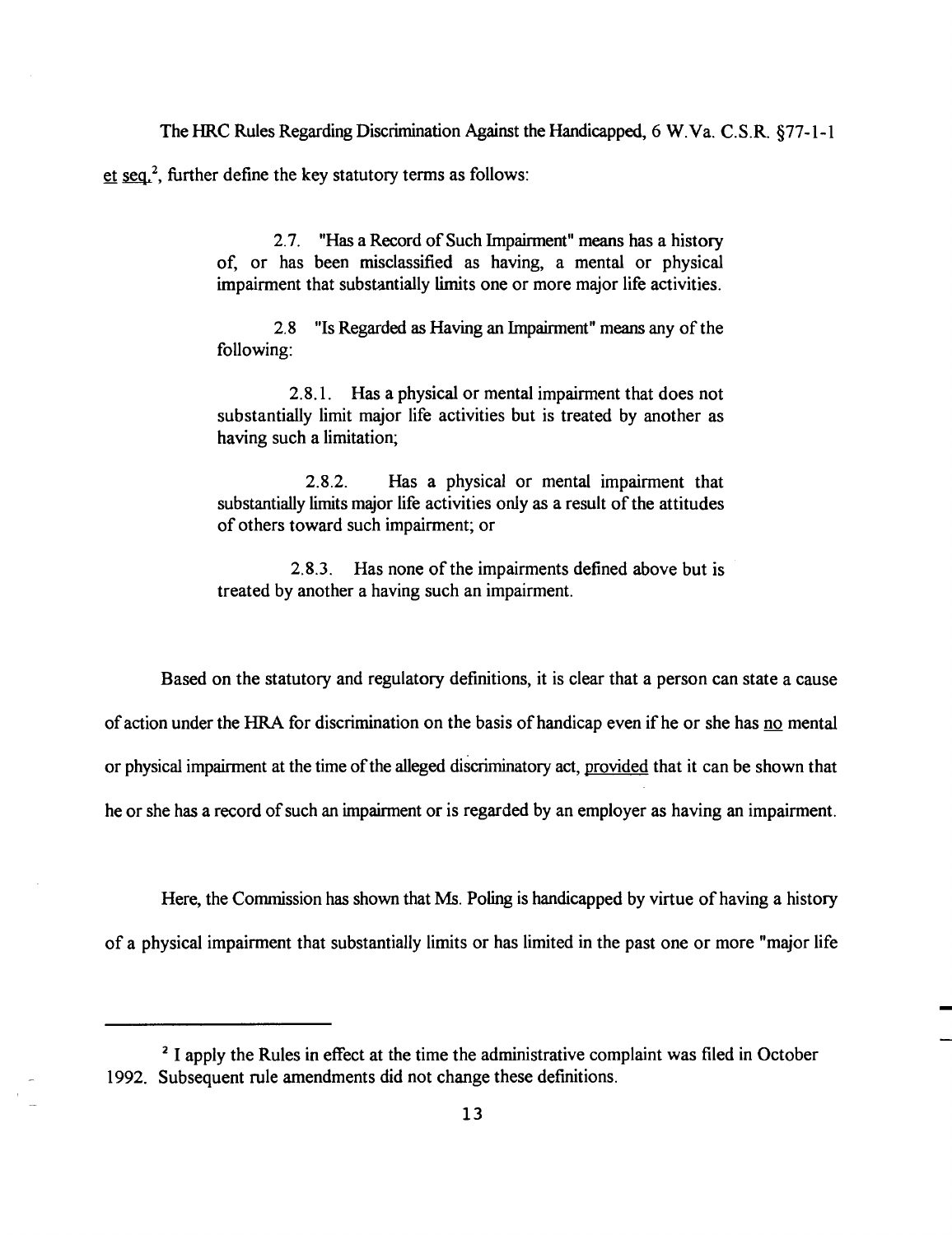The HRC Rules Regarding Discrimination Against the Handicapped, 6 W.Va. C.S.R. §77-1-1 et seq.[2], further define the key statutory terms as follows:

> 2.7. "Has a Record of Such Impairment" means has a history of, or has been misclassified as having, a mental or physical impairment that substantially limits one or more major life activities.
>
> 2.8 "Is Regarded as Having an Impairment" means any of the following:
>
> 2.8.1. Has a physical or mental impairment that does not substantially limit major life activities but is treated by another as having such a limitation;
>
> 2.8.2. Has a physical or mental impairment that substantially limits major life activities only as a result of the attitudes of others toward such impairment; or
>
> 2.8.3. Has none of the impairments defined above but is treated by another a having such an impairment.

Based on the statutory and regulatory definitions, it is clear that a person can state a cause of action under the HRA for discrimination on the basis of handicap even if he or she has no mental or physical impairment at the time of the alleged discriminatory act, provided that it can be shown that he or she has a record of such an impairment or is regarded by an employer as having an impairment.

Here, the Commission has shown that Ms. Poling is handicapped by virtue of having a history of a physical impairment that substantially limits or has limited in the past one or more "major life

---

[2] I apply the Rules in effect at the time the administrative complaint was filed in October 1992. Subsequent rule amendments did not change these definitions.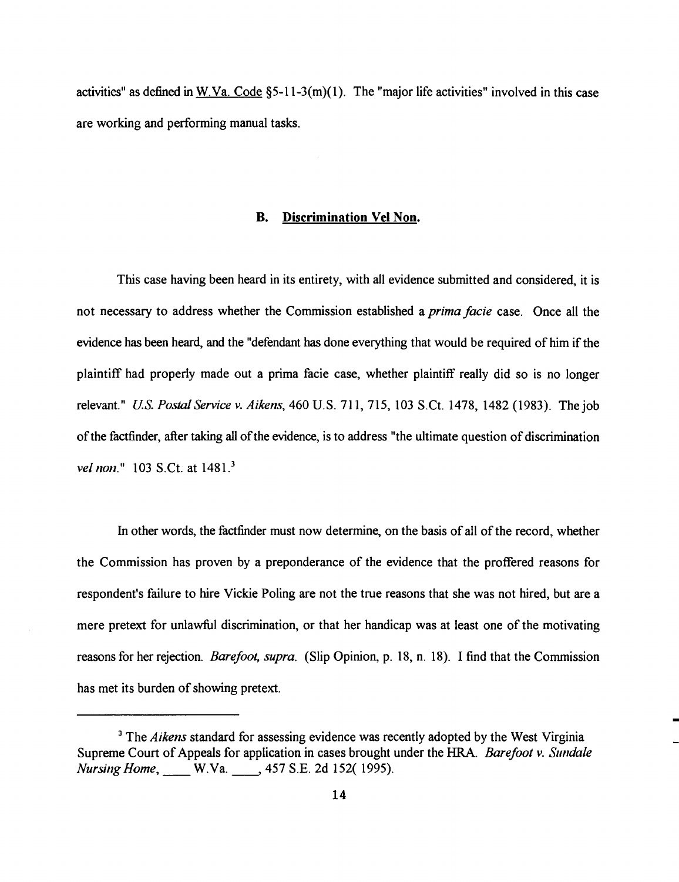activities" as defined in W.Va. Code §5-11-3(m)(1). The "major life activities" involved in this case are working and performing manual tasks.

### B. Discrimination Vel Non.

This case having been heard in its entirety, with all evidence submitted and considered, it is not necessary to address whether the Commission established a *prima facie* case. Once all the evidence has been heard, and the "defendant has done everything that would be required of him if the plaintiff had properly made out a prima facie case, whether plaintiff really did so is no longer relevant." *U.S. Postal Service v. Aikens*, 460 U.S. 711, 715, 103 S.Ct. 1478, 1482 (1983). The job of the factfinder, after taking all of the evidence, is to address "the ultimate question of discrimination *vel non*." 103 S.Ct. at 1481.[3]

In other words, the factfinder must now determine, on the basis of all of the record, whether the Commission has proven by a preponderance of the evidence that the proffered reasons for respondent's failure to hire Vickie Poling are not the true reasons that she was not hired, but are a mere pretext for unlawful discrimination, or that her handicap was at least one of the motivating reasons for her rejection. *Barefoot, supra.* (Slip Opinion, p. 18, n. 18). I find that the Commission has met its burden of showing pretext.

---

[3] The *Aikens* standard for assessing evidence was recently adopted by the West Virginia Supreme Court of Appeals for application in cases brought under the HRA. *Barefoot v. Sundale Nursing Home*, ____ W.Va. ____, 457 S.E. 2d 152( 1995).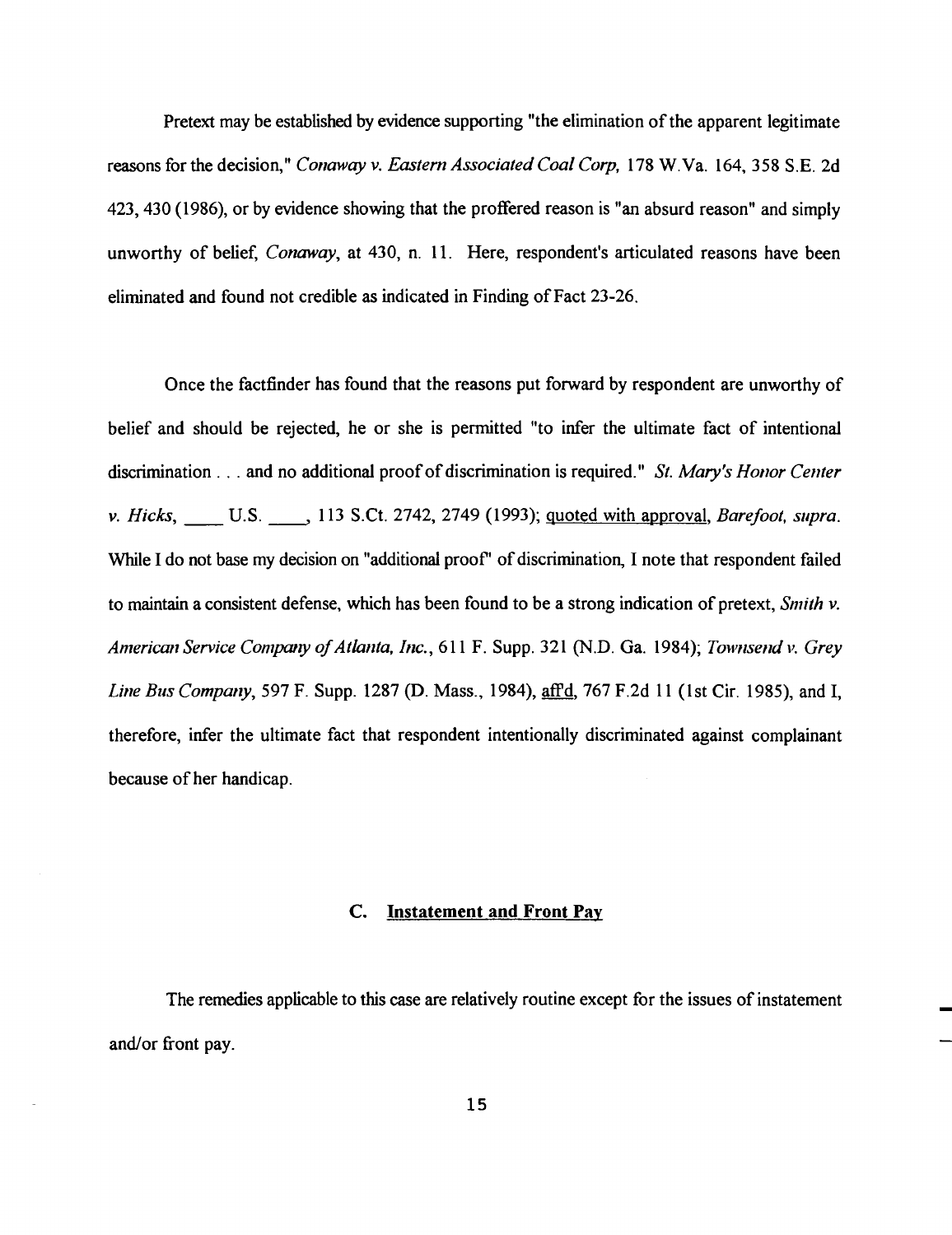Pretext may be established by evidence supporting "the elimination of the apparent legitimate reasons for the decision," *Conaway v. Eastern Associated Coal Corp,* 178 W.Va. 164, 358 S.E. 2d 423, 430 (1986), or by evidence showing that the proffered reason is "an absurd reason" and simply unworthy of belief, *Conaway*, at 430, n. 11. Here, respondent's articulated reasons have been eliminated and found not credible as indicated in Finding of Fact 23-26.

Once the factfinder has found that the reasons put forward by respondent are unworthy of belief and should be rejected, he or she is permitted "to infer the ultimate fact of intentional discrimination . . . and no additional proof of discrimination is required." *St. Mary's Honor Center v. Hicks*, ____ U.S. ____, 113 S.Ct. 2742, 2749 (1993); quoted with approval, *Barefoot, supra*. While I do not base my decision on "additional proof" of discrimination, I note that respondent failed to maintain a consistent defense, which has been found to be a strong indication of pretext, *Smith v. American Service Company of Atlanta, Inc.*, 611 F. Supp. 321 (N.D. Ga. 1984); *Townsend v. Grey Line Bus Company*, 597 F. Supp. 1287 (D. Mass., 1984), aff'd, 767 F.2d 11 (1st Cir. 1985), and I, therefore, infer the ultimate fact that respondent intentionally discriminated against complainant because of her handicap.

### C. Instatement and Front Pay

The remedies applicable to this case are relatively routine except for the issues of instatement and/or front pay.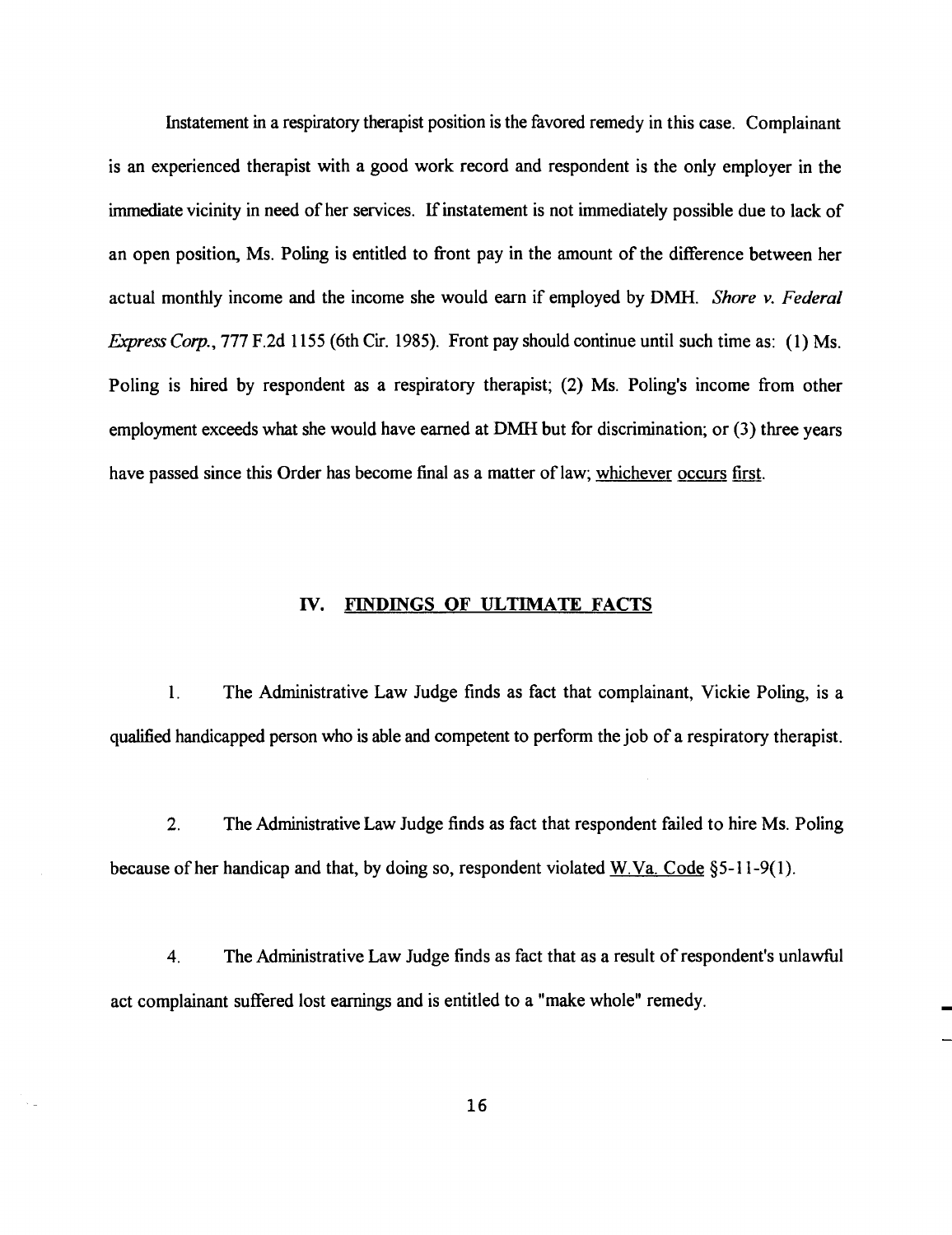Instatement in a respiratory therapist position is the favored remedy in this case. Complainant is an experienced therapist with a good work record and respondent is the only employer in the immediate vicinity in need of her services. If instatement is not immediately possible due to lack of an open position, Ms. Poling is entitled to front pay in the amount of the difference between her actual monthly income and the income she would earn if employed by DMH. *Shore v. Federal Express Corp.*, 777 F.2d 1155 (6th Cir. 1985). Front pay should continue until such time as: (1) Ms. Poling is hired by respondent as a respiratory therapist; (2) Ms. Poling's income from other employment exceeds what she would have earned at DMH but for discrimination; or (3) three years have passed since this Order has become final as a matter of law; whichever occurs first.

## IV. FINDINGS OF ULTIMATE FACTS

1. The Administrative Law Judge finds as fact that complainant, Vickie Poling, is a qualified handicapped person who is able and competent to perform the job of a respiratory therapist.

2. The Administrative Law Judge finds as fact that respondent failed to hire Ms. Poling because of her handicap and that, by doing so, respondent violated W.Va. Code §5-11-9(1).

4. The Administrative Law Judge finds as fact that as a result of respondent's unlawful act complainant suffered lost earnings and is entitled to a "make whole" remedy.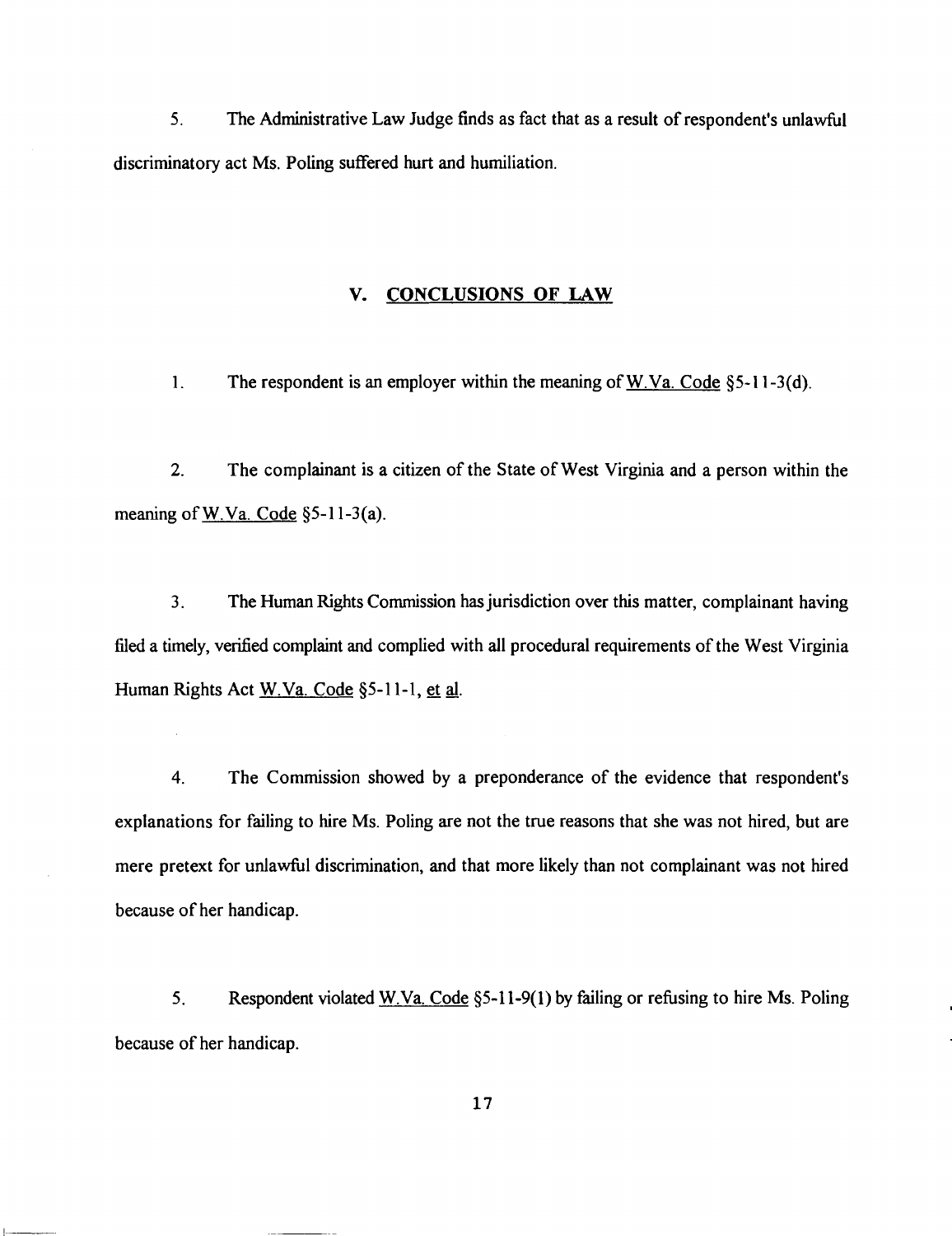5. The Administrative Law Judge finds as fact that as a result of respondent's unlawful discriminatory act Ms. Poling suffered hurt and humiliation.

## V. CONCLUSIONS OF LAW

1. The respondent is an employer within the meaning of W.Va. Code §5-11-3(d).

2. The complainant is a citizen of the State of West Virginia and a person within the meaning of W.Va. Code §5-11-3(a).

3. The Human Rights Commission has jurisdiction over this matter, complainant having filed a timely, verified complaint and complied with all procedural requirements of the West Virginia Human Rights Act W.Va. Code §5-11-1, et al.

4. The Commission showed by a preponderance of the evidence that respondent's explanations for failing to hire Ms. Poling are not the true reasons that she was not hired, but are mere pretext for unlawful discrimination, and that more likely than not complainant was not hired because of her handicap.

5. Respondent violated W.Va. Code §5-11-9(1) by failing or refusing to hire Ms. Poling because of her handicap.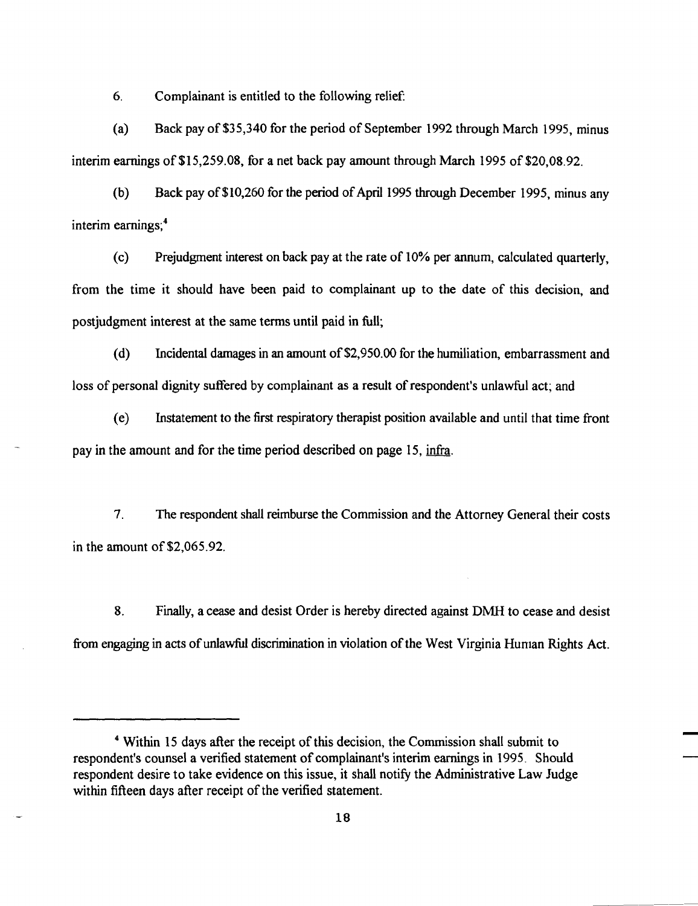6. Complainant is entitled to the following relief:

(a) Back pay of $35,340 for the period of September 1992 through March 1995, minus interim earnings of $15,259.08, for a net back pay amount through March 1995 of $20,08.92.

(b) Back pay of $10,260 for the period of April 1995 through December 1995, minus any interim earnings;[4]

(c) Prejudgment interest on back pay at the rate of 10% per annum, calculated quarterly, from the time it should have been paid to complainant up to the date of this decision, and postjudgment interest at the same terms until paid in full;

(d) Incidental damages in an amount of $2,950.00 for the humiliation, embarrassment and loss of personal dignity suffered by complainant as a result of respondent's unlawful act; and

(e) Instatement to the first respiratory therapist position available and until that time front pay in the amount and for the time period described on page 15, <u>infra</u>.

7. The respondent shall reimburse the Commission and the Attorney General their costs in the amount of $2,065.92.

8. Finally, a cease and desist Order is hereby directed against DMH to cease and desist from engaging in acts of unlawful discrimination in violation of the West Virginia Human Rights Act.

---

[4] Within 15 days after the receipt of this decision, the Commission shall submit to respondent's counsel a verified statement of complainant's interim earnings in 1995. Should respondent desire to take evidence on this issue, it shall notify the Administrative Law Judge within fifteen days after receipt of the verified statement.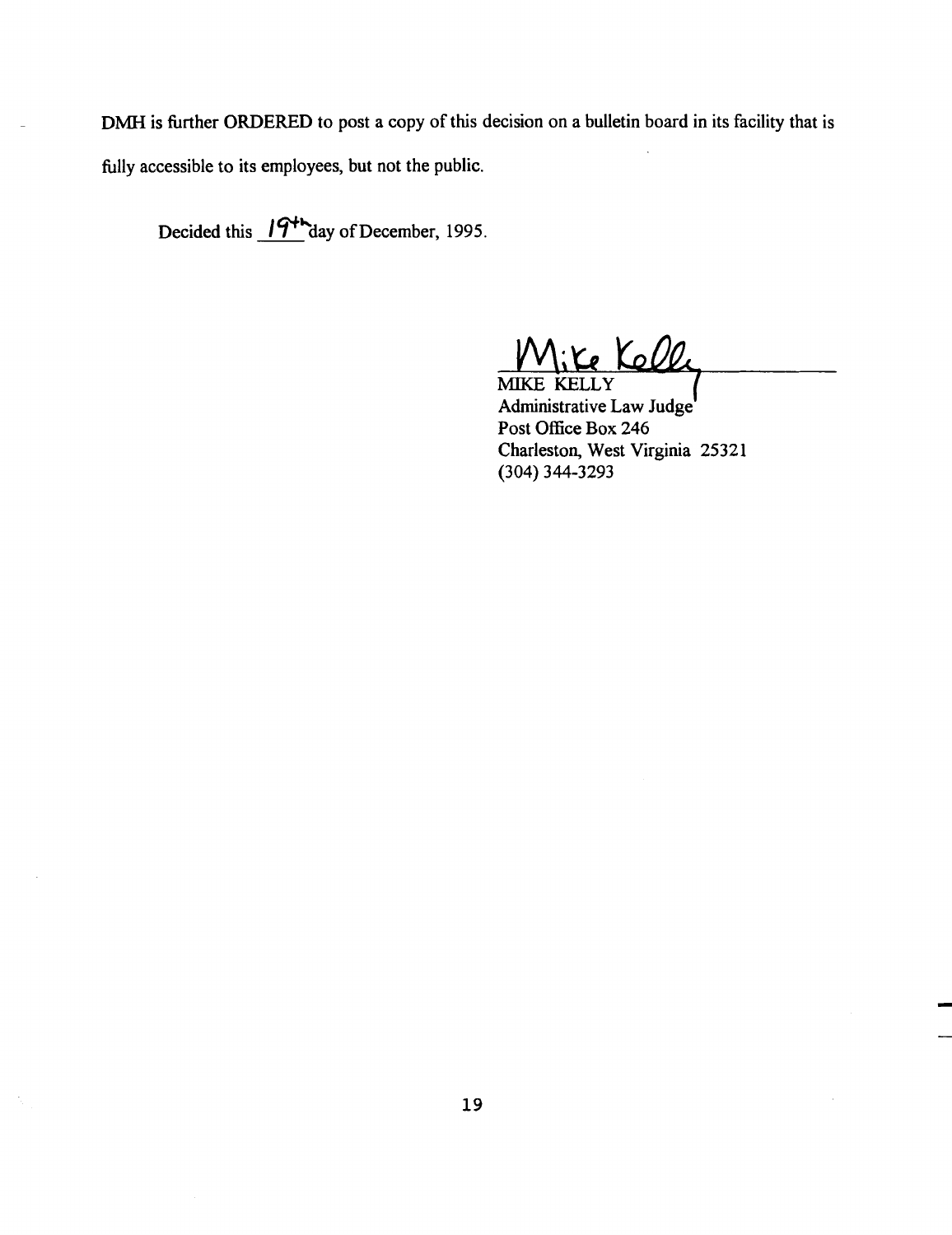DMH is further **ORDERED** to post a copy of this decision on a bulletin board in its facility that is fully accessible to its employees, but not the public.

Decided this 19th day of December, 1995.

Mike Kelly

MIKE KELLY
Administrative Law Judge
Post Office Box 246
Charleston, West Virginia 25321
(304) 344-3293